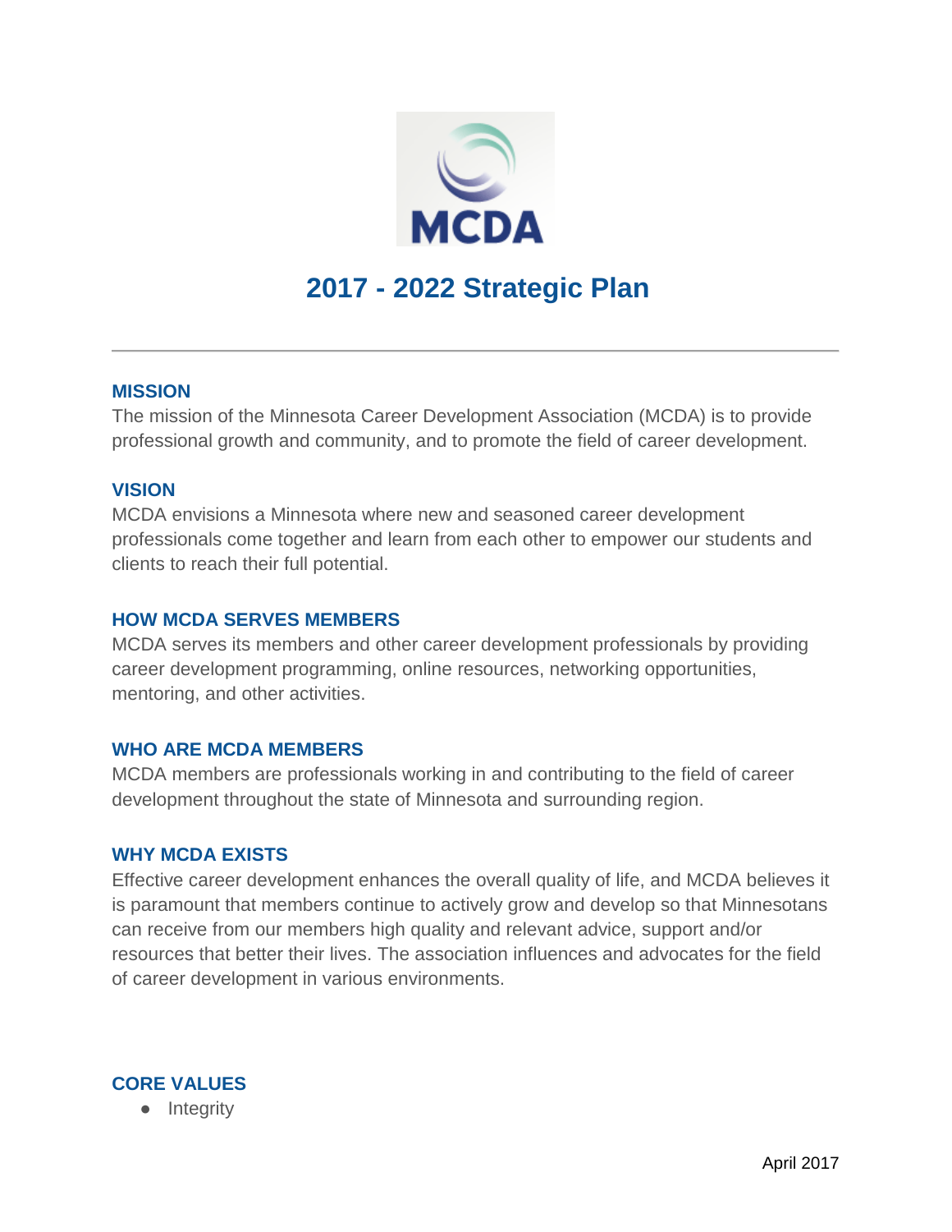MCDA

# 2017 - 2022 Strategic Plan

---

## MISSION

The mission of the Minnesota Career Development Association (MCDA) is to provide professional growth and community, and to promote the field of career development.

## VISION

MCDA envisions a Minnesota where new and seasoned career development professionals come together and learn from each other to empower our students and clients to reach their full potential.

## HOW MCDA SERVES MEMBERS

MCDA serves its members and other career development professionals by providing career development programming, online resources, networking opportunities, mentoring, and other activities.

## WHO ARE MCDA MEMBERS

MCDA members are professionals working in and contributing to the field of career development throughout the state of Minnesota and surrounding region.

## WHY MCDA EXISTS

Effective career development enhances the overall quality of life, and MCDA believes it is paramount that members continue to actively grow and develop so that Minnesotans can receive from our members high quality and relevant advice, support and/or resources that better their lives. The association influences and advocates for the field of career development in various environments.

## CORE VALUES

- Integrity

April 2017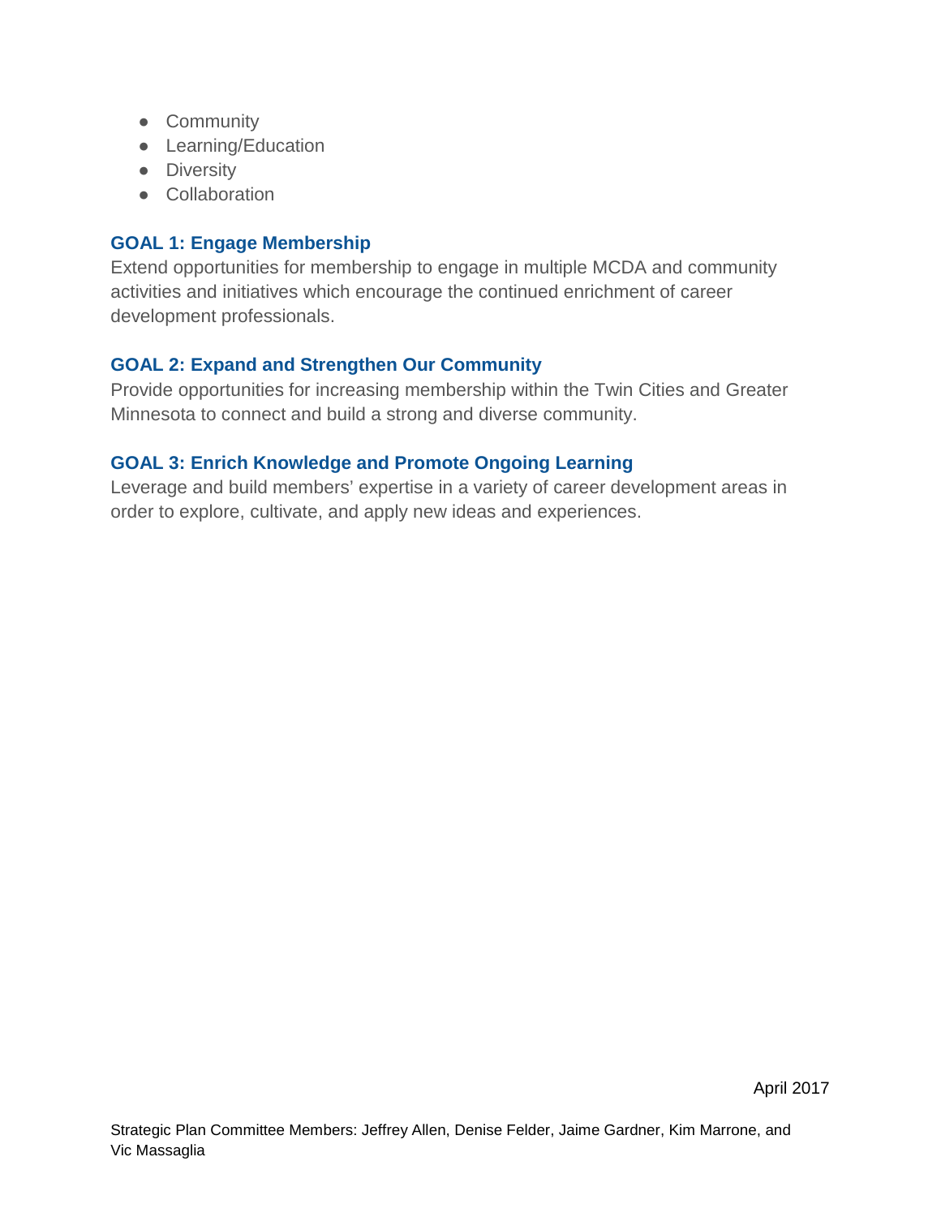- Community
- Learning/Education
- Diversity
- Collaboration

### GOAL 1: Engage Membership

Extend opportunities for membership to engage in multiple MCDA and community activities and initiatives which encourage the continued enrichment of career development professionals.

### GOAL 2: Expand and Strengthen Our Community

Provide opportunities for increasing membership within the Twin Cities and Greater Minnesota to connect and build a strong and diverse community.

### GOAL 3: Enrich Knowledge and Promote Ongoing Learning

Leverage and build members' expertise in a variety of career development areas in order to explore, cultivate, and apply new ideas and experiences.

April 2017

Strategic Plan Committee Members: Jeffrey Allen, Denise Felder, Jaime Gardner, Kim Marrone, and Vic Massaglia